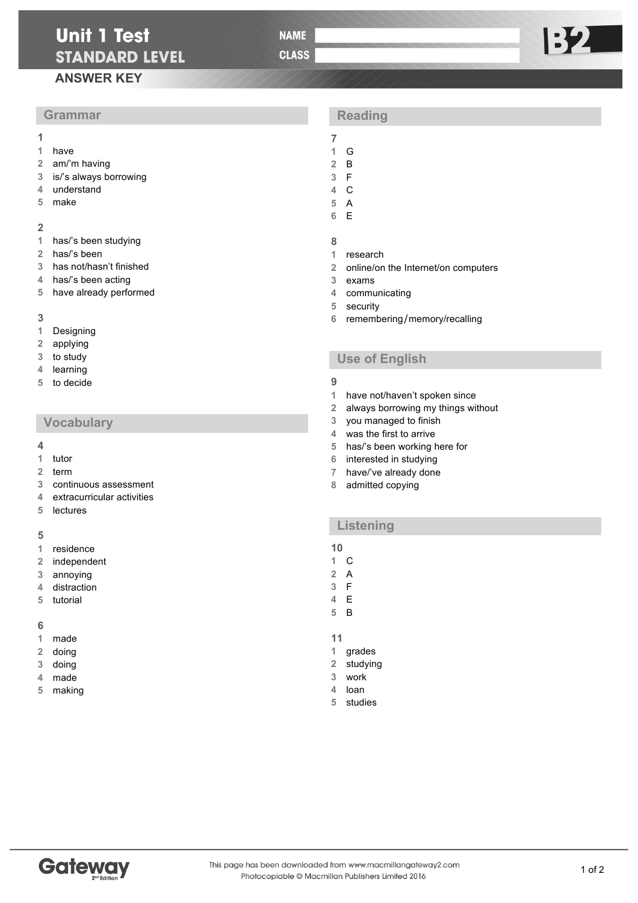# Unit 1 Test

## STANDARD LEVEL

NAME

CLASS

B2

## ANSWER KEY

## Grammar

**1**

1. have
2. am/'m having
3. is/'s always borrowing
4. understand
5. make

**2**

1. has/'s been studying
2. has/'s been
3. has not/hasn't finished
4. has/'s been acting
5. have already performed

**3**

1. Designing
2. applying
3. to study
4. learning
5. to decide

## Vocabulary

**4**

1. tutor
2. term
3. continuous assessment
4. extracurricular activities
5. lectures

**5**

1. residence
2. independent
3. annoying
4. distraction
5. tutorial

**6**

1. made
2. doing
3. doing
4. made
5. making

## Reading

**7**

1. G
2. B
3. F
4. C
5. A
6. E

**8**

1. research
2. online/on the Internet/on computers
3. exams
4. communicating
5. security
6. remembering/memory/recalling

## Use of English

**9**

1. have not/haven't spoken since
2. always borrowing my things without
3. you managed to finish
4. was the first to arrive
5. has/'s been working here for
6. interested in studying
7. have/'ve already done
8. admitted copying

## Listening

**10**

1. C
2. A
3. F
4. E
5. B

**11**

1. grades
2. studying
3. work
4. loan
5. studies

Gateway 2nd Edition

This page has been downloaded from www.macmillangateway2.com
Photocopiable © Macmillan Publishers Limited 2016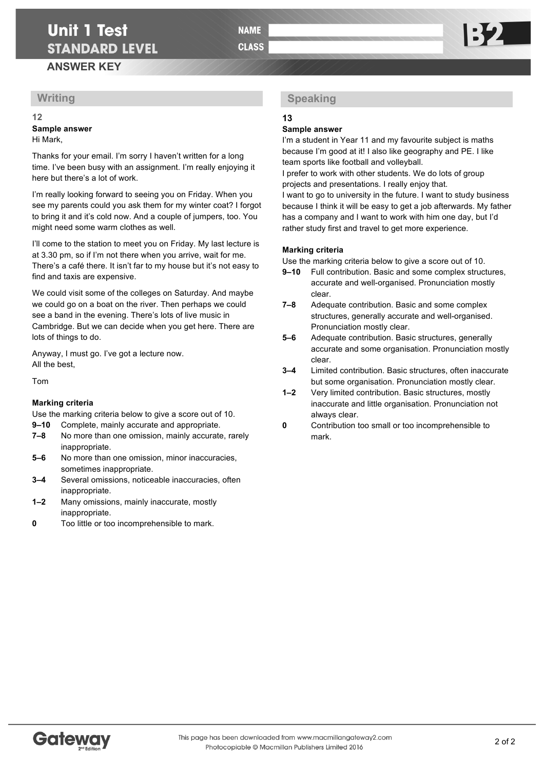# Unit 1 Test
## STANDARD LEVEL
### ANSWER KEY

NAME

CLASS

B2

## Writing

**12**

**Sample answer**

Hi Mark,

Thanks for your email. I'm sorry I haven't written for a long time. I've been busy with an assignment. I'm really enjoying it here but there's a lot of work.

I'm really looking forward to seeing you on Friday. When you see my parents could you ask them for my winter coat? I forgot to bring it and it's cold now. And a couple of jumpers, too. You might need some warm clothes as well.

I'll come to the station to meet you on Friday. My last lecture is at 3.30 pm, so if I'm not there when you arrive, wait for me. There's a café there. It isn't far to my house but it's not easy to find and taxis are expensive.

We could visit some of the colleges on Saturday. And maybe we could go on a boat on the river. Then perhaps we could see a band in the evening. There's lots of live music in Cambridge. But we can decide when you get here. There are lots of things to do.

Anyway, I must go. I've got a lecture now.
All the best,

Tom

**Marking criteria**

Use the marking criteria below to give a score out of 10.

- **9–10** Complete, mainly accurate and appropriate.
- **7–8** No more than one omission, mainly accurate, rarely inappropriate.
- **5–6** No more than one omission, minor inaccuracies, sometimes inappropriate.
- **3–4** Several omissions, noticeable inaccuracies, often inappropriate.
- **1–2** Many omissions, mainly inaccurate, mostly inappropriate.
- **0** Too little or too incomprehensible to mark.

## Speaking

**13**

**Sample answer**

I'm a student in Year 11 and my favourite subject is maths because I'm good at it! I also like geography and PE. I like team sports like football and volleyball.
I prefer to work with other students. We do lots of group projects and presentations. I really enjoy that.
I want to go to university in the future. I want to study business because I think it will be easy to get a job afterwards. My father has a company and I want to work with him one day, but I'd rather study first and travel to get more experience.

**Marking criteria**

Use the marking criteria below to give a score out of 10.

- **9–10** Full contribution. Basic and some complex structures, accurate and well-organised. Pronunciation mostly clear.
- **7–8** Adequate contribution. Basic and some complex structures, generally accurate and well-organised. Pronunciation mostly clear.
- **5–6** Adequate contribution. Basic structures, generally accurate and some organisation. Pronunciation mostly clear.
- **3–4** Limited contribution. Basic structures, often inaccurate but some organisation. Pronunciation mostly clear.
- **1–2** Very limited contribution. Basic structures, mostly inaccurate and little organisation. Pronunciation not always clear.
- **0** Contribution too small or too incomprehensible to mark.

This page has been downloaded from www.macmillangateway2.com
Photocopiable © Macmillan Publishers Limited 2016